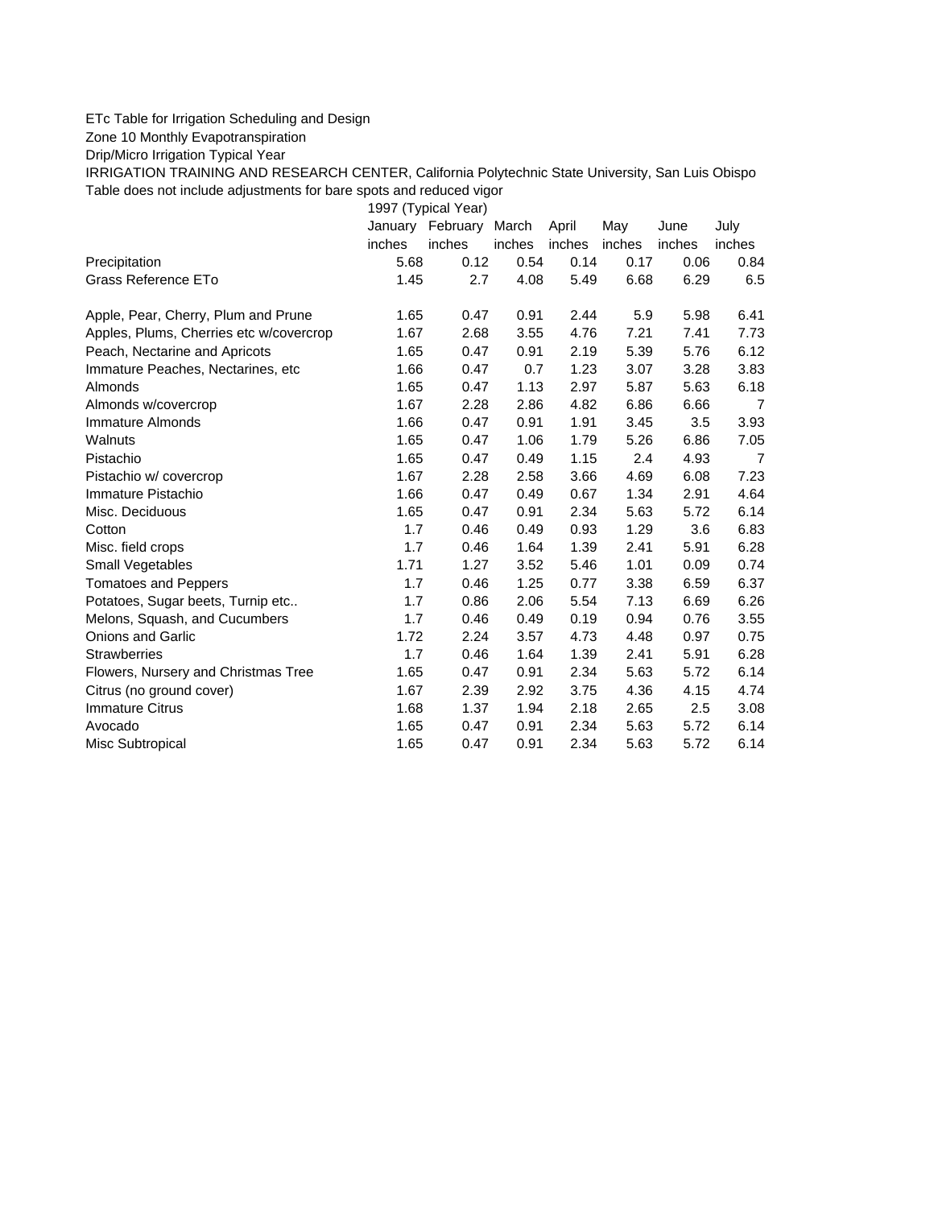ETc Table for Irrigation Scheduling and Design

Zone 10 Monthly Evapotranspiration

Drip/Micro Irrigation Typical Year

IRRIGATION TRAINING AND RESEARCH CENTER, California Polytechnic State University, San Luis Obispo

Table does not include adjustments for bare spots and reduced vigor

| | 1997 (Typical Year) | | | | | | |
|---|---|---|---|---|---|---|---|
| | January | February | March | April | May | June | July |
| | inches | inches | inches | inches | inches | inches | inches |
| Precipitation | 5.68 | 0.12 | 0.54 | 0.14 | 0.17 | 0.06 | 0.84 |
| Grass Reference ETo | 1.45 | 2.7 | 4.08 | 5.49 | 6.68 | 6.29 | 6.5 |
| | | | | | | | |
| Apple, Pear, Cherry, Plum and Prune | 1.65 | 0.47 | 0.91 | 2.44 | 5.9 | 5.98 | 6.41 |
| Apples, Plums, Cherries etc w/covercrop | 1.67 | 2.68 | 3.55 | 4.76 | 7.21 | 7.41 | 7.73 |
| Peach, Nectarine and Apricots | 1.65 | 0.47 | 0.91 | 2.19 | 5.39 | 5.76 | 6.12 |
| Immature Peaches, Nectarines, etc | 1.66 | 0.47 | 0.7 | 1.23 | 3.07 | 3.28 | 3.83 |
| Almonds | 1.65 | 0.47 | 1.13 | 2.97 | 5.87 | 5.63 | 6.18 |
| Almonds w/covercrop | 1.67 | 2.28 | 2.86 | 4.82 | 6.86 | 6.66 | 7 |
| Immature Almonds | 1.66 | 0.47 | 0.91 | 1.91 | 3.45 | 3.5 | 3.93 |
| Walnuts | 1.65 | 0.47 | 1.06 | 1.79 | 5.26 | 6.86 | 7.05 |
| Pistachio | 1.65 | 0.47 | 0.49 | 1.15 | 2.4 | 4.93 | 7 |
| Pistachio w/ covercrop | 1.67 | 2.28 | 2.58 | 3.66 | 4.69 | 6.08 | 7.23 |
| Immature Pistachio | 1.66 | 0.47 | 0.49 | 0.67 | 1.34 | 2.91 | 4.64 |
| Misc. Deciduous | 1.65 | 0.47 | 0.91 | 2.34 | 5.63 | 5.72 | 6.14 |
| Cotton | 1.7 | 0.46 | 0.49 | 0.93 | 1.29 | 3.6 | 6.83 |
| Misc. field crops | 1.7 | 0.46 | 1.64 | 1.39 | 2.41 | 5.91 | 6.28 |
| Small Vegetables | 1.71 | 1.27 | 3.52 | 5.46 | 1.01 | 0.09 | 0.74 |
| Tomatoes and Peppers | 1.7 | 0.46 | 1.25 | 0.77 | 3.38 | 6.59 | 6.37 |
| Potatoes, Sugar beets, Turnip etc.. | 1.7 | 0.86 | 2.06 | 5.54 | 7.13 | 6.69 | 6.26 |
| Melons, Squash, and Cucumbers | 1.7 | 0.46 | 0.49 | 0.19 | 0.94 | 0.76 | 3.55 |
| Onions and Garlic | 1.72 | 2.24 | 3.57 | 4.73 | 4.48 | 0.97 | 0.75 |
| Strawberries | 1.7 | 0.46 | 1.64 | 1.39 | 2.41 | 5.91 | 6.28 |
| Flowers, Nursery and Christmas Tree | 1.65 | 0.47 | 0.91 | 2.34 | 5.63 | 5.72 | 6.14 |
| Citrus (no ground cover) | 1.67 | 2.39 | 2.92 | 3.75 | 4.36 | 4.15 | 4.74 |
| Immature Citrus | 1.68 | 1.37 | 1.94 | 2.18 | 2.65 | 2.5 | 3.08 |
| Avocado | 1.65 | 0.47 | 0.91 | 2.34 | 5.63 | 5.72 | 6.14 |
| Misc Subtropical | 1.65 | 0.47 | 0.91 | 2.34 | 5.63 | 5.72 | 6.14 |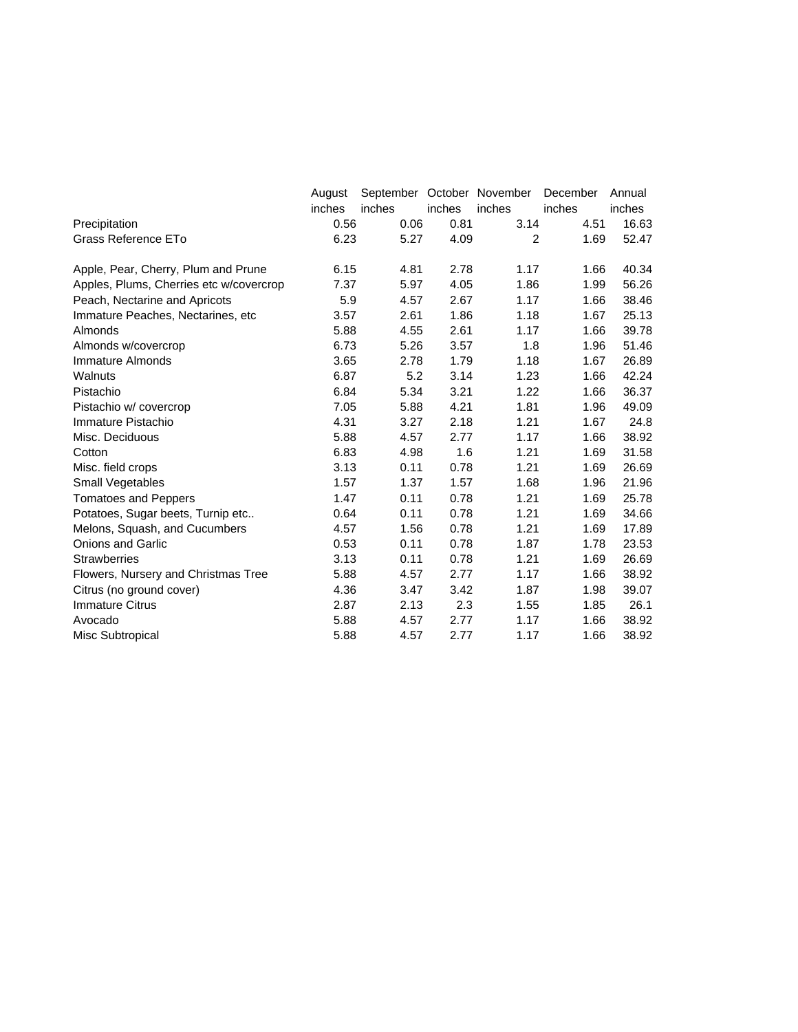| | August inches | September inches | October inches | November inches | December inches | Annual inches |
|---|---|---|---|---|---|---|
| Precipitation | 0.56 | 0.06 | 0.81 | 3.14 | 4.51 | 16.63 |
| Grass Reference ETo | 6.23 | 5.27 | 4.09 | 2 | 1.69 | 52.47 |
| | | | | | | |
| Apple, Pear, Cherry, Plum and Prune | 6.15 | 4.81 | 2.78 | 1.17 | 1.66 | 40.34 |
| Apples, Plums, Cherries etc w/covercrop | 7.37 | 5.97 | 4.05 | 1.86 | 1.99 | 56.26 |
| Peach, Nectarine and Apricots | 5.9 | 4.57 | 2.67 | 1.17 | 1.66 | 38.46 |
| Immature Peaches, Nectarines, etc | 3.57 | 2.61 | 1.86 | 1.18 | 1.67 | 25.13 |
| Almonds | 5.88 | 4.55 | 2.61 | 1.17 | 1.66 | 39.78 |
| Almonds w/covercrop | 6.73 | 5.26 | 3.57 | 1.8 | 1.96 | 51.46 |
| Immature Almonds | 3.65 | 2.78 | 1.79 | 1.18 | 1.67 | 26.89 |
| Walnuts | 6.87 | 5.2 | 3.14 | 1.23 | 1.66 | 42.24 |
| Pistachio | 6.84 | 5.34 | 3.21 | 1.22 | 1.66 | 36.37 |
| Pistachio w/ covercrop | 7.05 | 5.88 | 4.21 | 1.81 | 1.96 | 49.09 |
| Immature Pistachio | 4.31 | 3.27 | 2.18 | 1.21 | 1.67 | 24.8 |
| Misc. Deciduous | 5.88 | 4.57 | 2.77 | 1.17 | 1.66 | 38.92 |
| Cotton | 6.83 | 4.98 | 1.6 | 1.21 | 1.69 | 31.58 |
| Misc. field crops | 3.13 | 0.11 | 0.78 | 1.21 | 1.69 | 26.69 |
| Small Vegetables | 1.57 | 1.37 | 1.57 | 1.68 | 1.96 | 21.96 |
| Tomatoes and Peppers | 1.47 | 0.11 | 0.78 | 1.21 | 1.69 | 25.78 |
| Potatoes, Sugar beets, Turnip etc.. | 0.64 | 0.11 | 0.78 | 1.21 | 1.69 | 34.66 |
| Melons, Squash, and Cucumbers | 4.57 | 1.56 | 0.78 | 1.21 | 1.69 | 17.89 |
| Onions and Garlic | 0.53 | 0.11 | 0.78 | 1.87 | 1.78 | 23.53 |
| Strawberries | 3.13 | 0.11 | 0.78 | 1.21 | 1.69 | 26.69 |
| Flowers, Nursery and Christmas Tree | 5.88 | 4.57 | 2.77 | 1.17 | 1.66 | 38.92 |
| Citrus (no ground cover) | 4.36 | 3.47 | 3.42 | 1.87 | 1.98 | 39.07 |
| Immature Citrus | 2.87 | 2.13 | 2.3 | 1.55 | 1.85 | 26.1 |
| Avocado | 5.88 | 4.57 | 2.77 | 1.17 | 1.66 | 38.92 |
| Misc Subtropical | 5.88 | 4.57 | 2.77 | 1.17 | 1.66 | 38.92 |